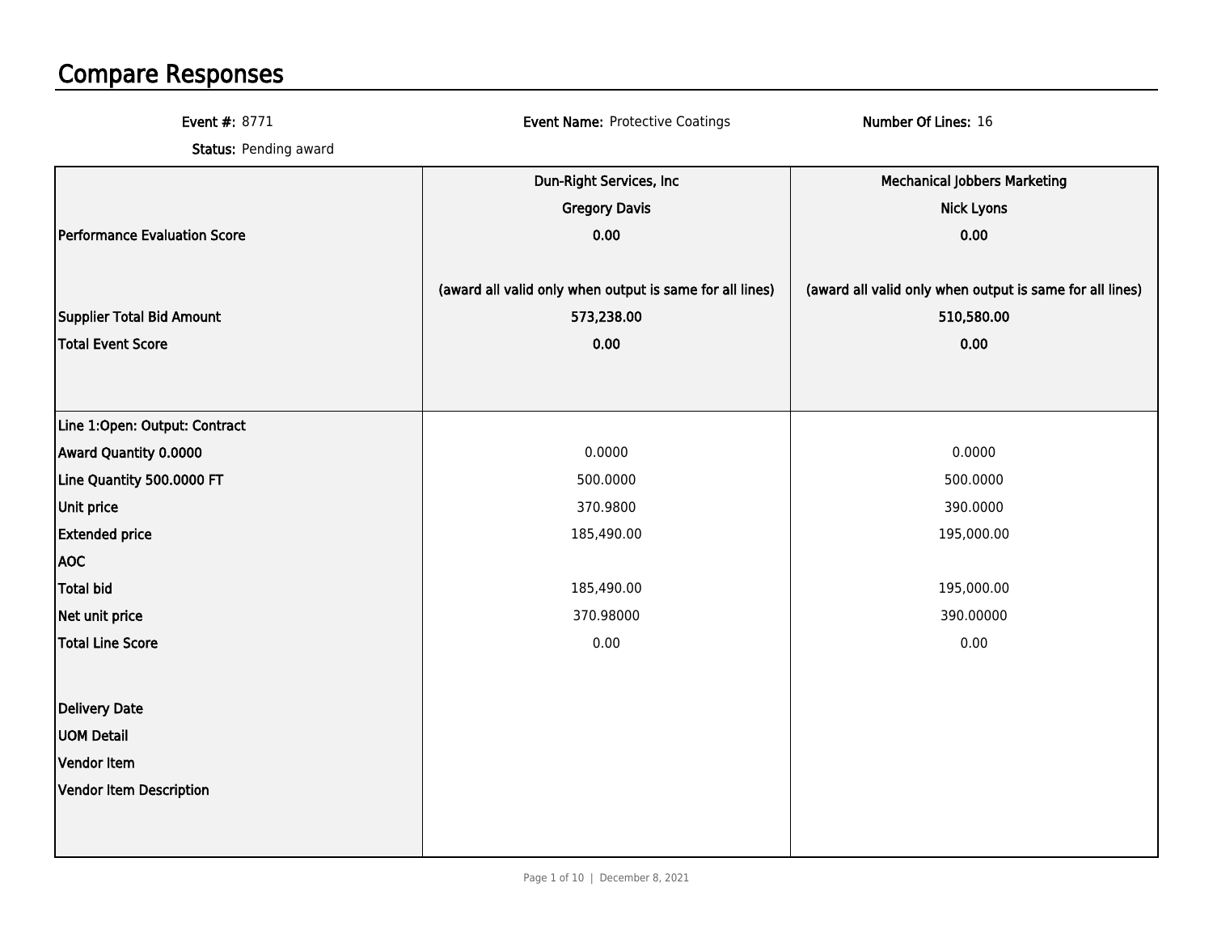# Compare Responses

**Event #:** 8771 | **Event Name:** Protective Coatings | **Number Of Lines:** 16

**Status:** Pending award

| | Dun-Right Services, Inc | Mechanical Jobbers Marketing |
|---|---|---|
| | Gregory Davis | Nick Lyons |
| Performance Evaluation Score | 0.00 | 0.00 |
| | (award all valid only when output is same for all lines) | (award all valid only when output is same for all lines) |
| Supplier Total Bid Amount | 573,238.00 | 510,580.00 |
| Total Event Score | 0.00 | 0.00 |
| **Line 1:Open: Output: Contract** | | |
| Award Quantity 0.0000 | 0.0000 | 0.0000 |
| Line Quantity 500.0000 FT | 500.0000 | 500.0000 |
| Unit price | 370.9800 | 390.0000 |
| Extended price | 185,490.00 | 195,000.00 |
| AOC | | |
| Total bid | 185,490.00 | 195,000.00 |
| Net unit price | 370.98000 | 390.00000 |
| Total Line Score | 0.00 | 0.00 |
| Delivery Date | | |
| UOM Detail | | |
| Vendor Item | | |
| Vendor Item Description | | |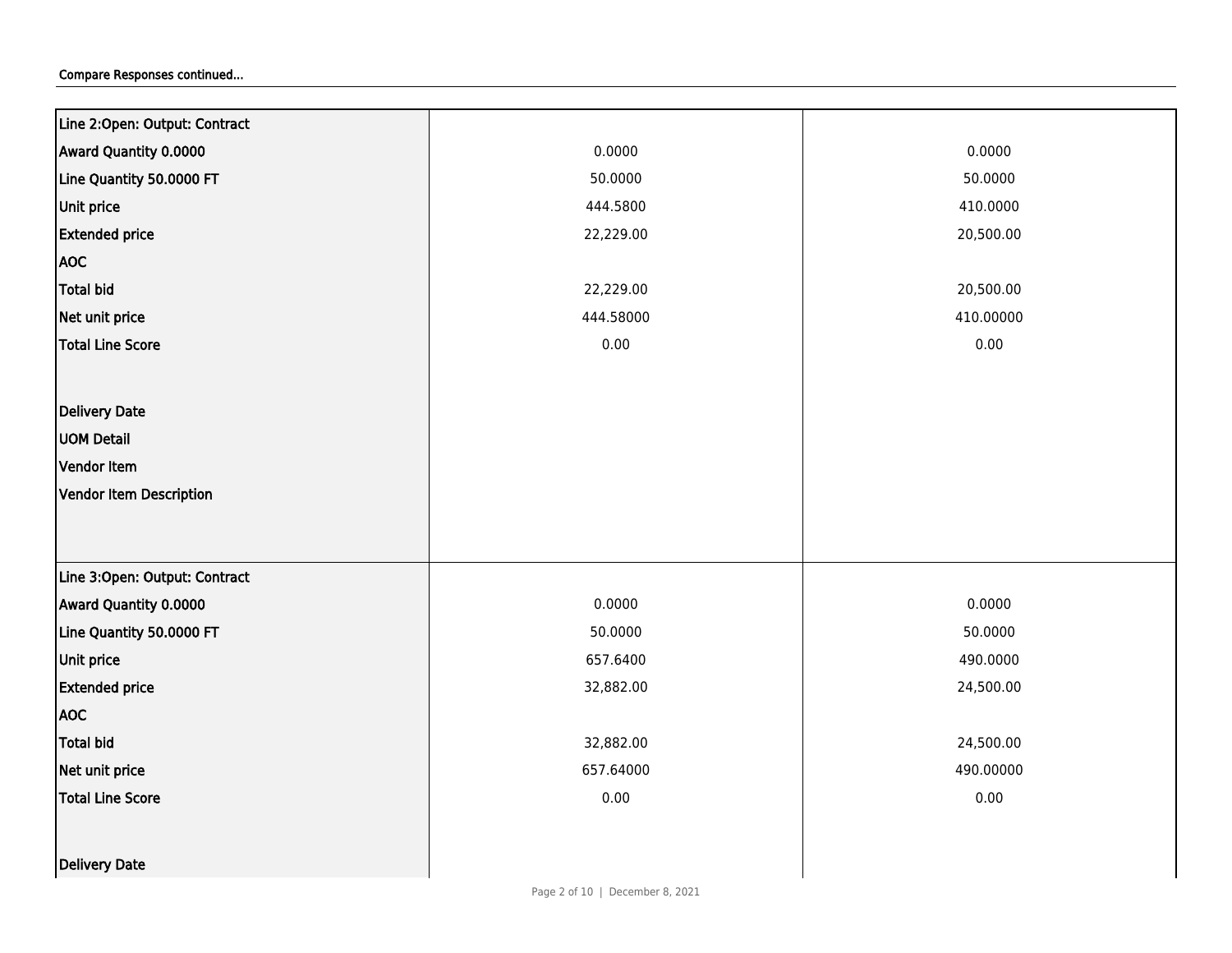Compare Responses continued...

| Line 2:Open: Output: Contract | | |
|---|---|---|
| Award Quantity 0.0000 | 0.0000 | 0.0000 |
| Line Quantity 50.0000 FT | 50.0000 | 50.0000 |
| Unit price | 444.5800 | 410.0000 |
| Extended price | 22,229.00 | 20,500.00 |
| AOC | | |
| Total bid | 22,229.00 | 20,500.00 |
| Net unit price | 444.58000 | 410.00000 |
| Total Line Score | 0.00 | 0.00 |
| Delivery Date | | |
| UOM Detail | | |
| Vendor Item | | |
| Vendor Item Description | | |
| **Line 3:Open: Output: Contract** | | |
| Award Quantity 0.0000 | 0.0000 | 0.0000 |
| Line Quantity 50.0000 FT | 50.0000 | 50.0000 |
| Unit price | 657.6400 | 490.0000 |
| Extended price | 32,882.00 | 24,500.00 |
| AOC | | |
| Total bid | 32,882.00 | 24,500.00 |
| Net unit price | 657.64000 | 490.00000 |
| Total Line Score | 0.00 | 0.00 |
| Delivery Date | | |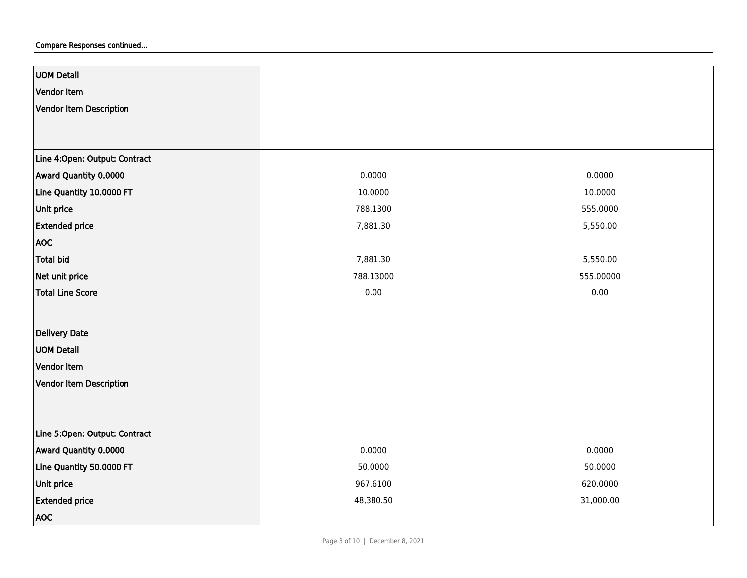Compare Responses continued...

| | | |
|---|---|---|
| UOM Detail | | |
| Vendor Item | | |
| Vendor Item Description | | |
| **Line 4:Open: Output: Contract** | | |
| Award Quantity 0.0000 | 0.0000 | 0.0000 |
| Line Quantity 10.0000 FT | 10.0000 | 10.0000 |
| Unit price | 788.1300 | 555.0000 |
| Extended price | 7,881.30 | 5,550.00 |
| AOC | | |
| Total bid | 7,881.30 | 5,550.00 |
| Net unit price | 788.13000 | 555.00000 |
| Total Line Score | 0.00 | 0.00 |
| Delivery Date | | |
| UOM Detail | | |
| Vendor Item | | |
| Vendor Item Description | | |
| **Line 5:Open: Output: Contract** | | |
| Award Quantity 0.0000 | 0.0000 | 0.0000 |
| Line Quantity 50.0000 FT | 50.0000 | 50.0000 |
| Unit price | 967.6100 | 620.0000 |
| Extended price | 48,380.50 | 31,000.00 |
| AOC | | |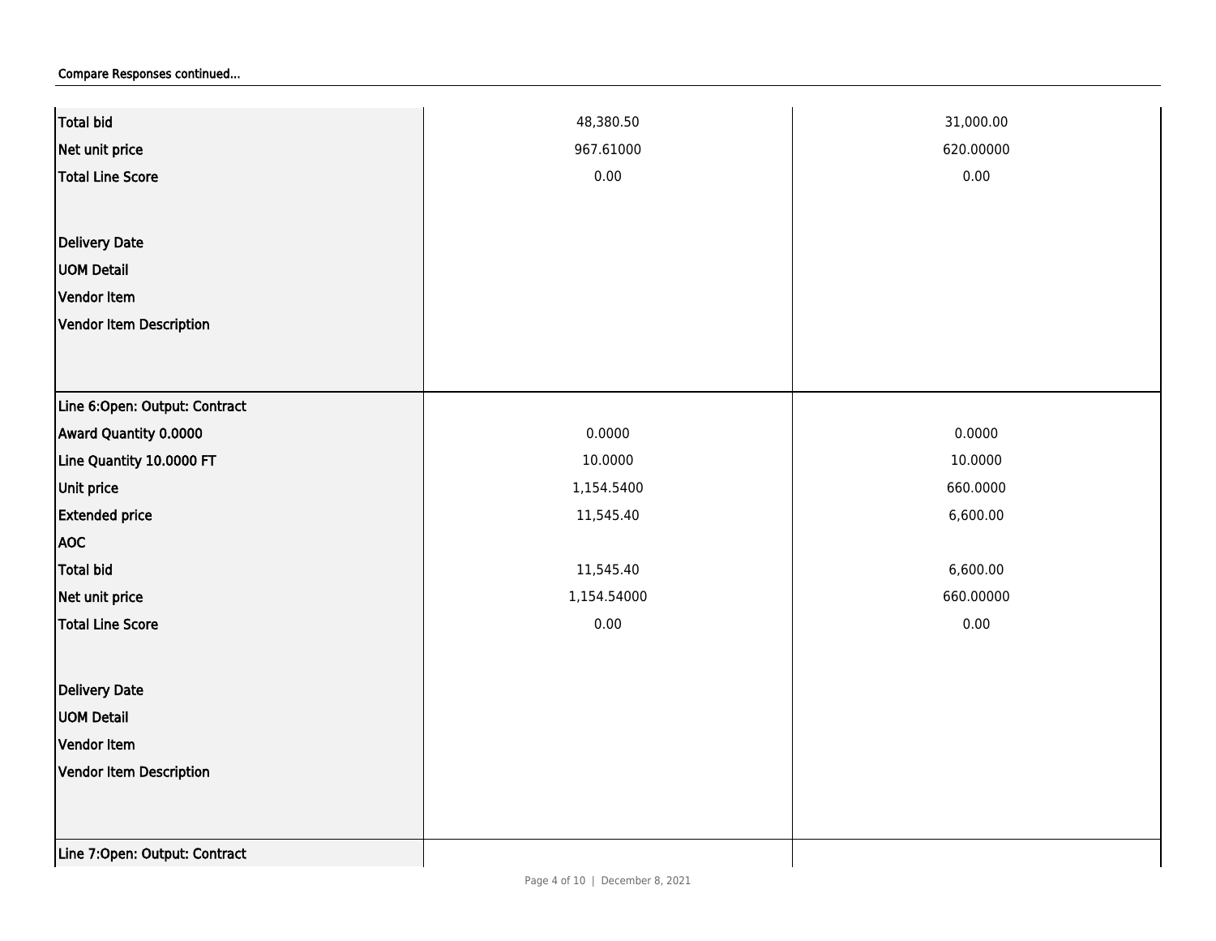Compare Responses continued...

| | | |
|---|---|---|
| Total bid | 48,380.50 | 31,000.00 |
| Net unit price | 967.61000 | 620.00000 |
| Total Line Score | 0.00 | 0.00 |
| Delivery Date | | |
| UOM Detail | | |
| Vendor Item | | |
| Vendor Item Description | | |
| Line 6:Open: Output: Contract | | |
| Award Quantity 0.0000 | 0.0000 | 0.0000 |
| Line Quantity 10.0000 FT | 10.0000 | 10.0000 |
| Unit price | 1,154.5400 | 660.0000 |
| Extended price | 11,545.40 | 6,600.00 |
| AOC | | |
| Total bid | 11,545.40 | 6,600.00 |
| Net unit price | 1,154.54000 | 660.00000 |
| Total Line Score | 0.00 | 0.00 |
| Delivery Date | | |
| UOM Detail | | |
| Vendor Item | | |
| Vendor Item Description | | |
| Line 7:Open: Output: Contract | | |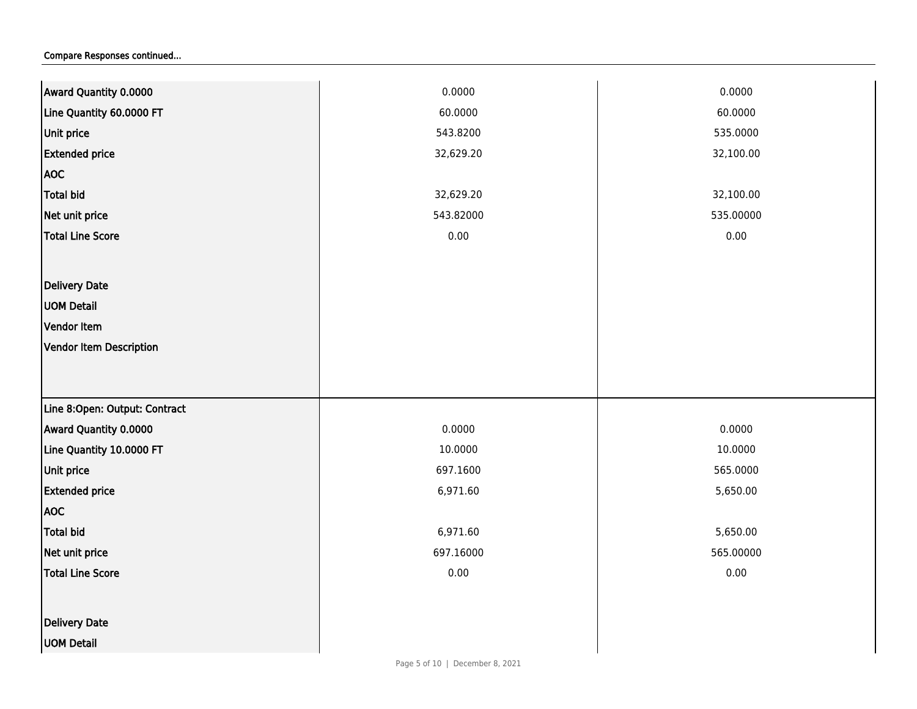Compare Responses continued...

| | | |
|---|---|---|
| Award Quantity 0.0000 | 0.0000 | 0.0000 |
| Line Quantity 60.0000 FT | 60.0000 | 60.0000 |
| Unit price | 543.8200 | 535.0000 |
| Extended price | 32,629.20 | 32,100.00 |
| AOC | | |
| Total bid | 32,629.20 | 32,100.00 |
| Net unit price | 543.82000 | 535.00000 |
| Total Line Score | 0.00 | 0.00 |
| Delivery Date | | |
| UOM Detail | | |
| Vendor Item | | |
| Vendor Item Description | | |
| Line 8:Open: Output: Contract | | |
| Award Quantity 0.0000 | 0.0000 | 0.0000 |
| Line Quantity 10.0000 FT | 10.0000 | 10.0000 |
| Unit price | 697.1600 | 565.0000 |
| Extended price | 6,971.60 | 5,650.00 |
| AOC | | |
| Total bid | 6,971.60 | 5,650.00 |
| Net unit price | 697.16000 | 565.00000 |
| Total Line Score | 0.00 | 0.00 |
| Delivery Date | | |
| UOM Detail | | |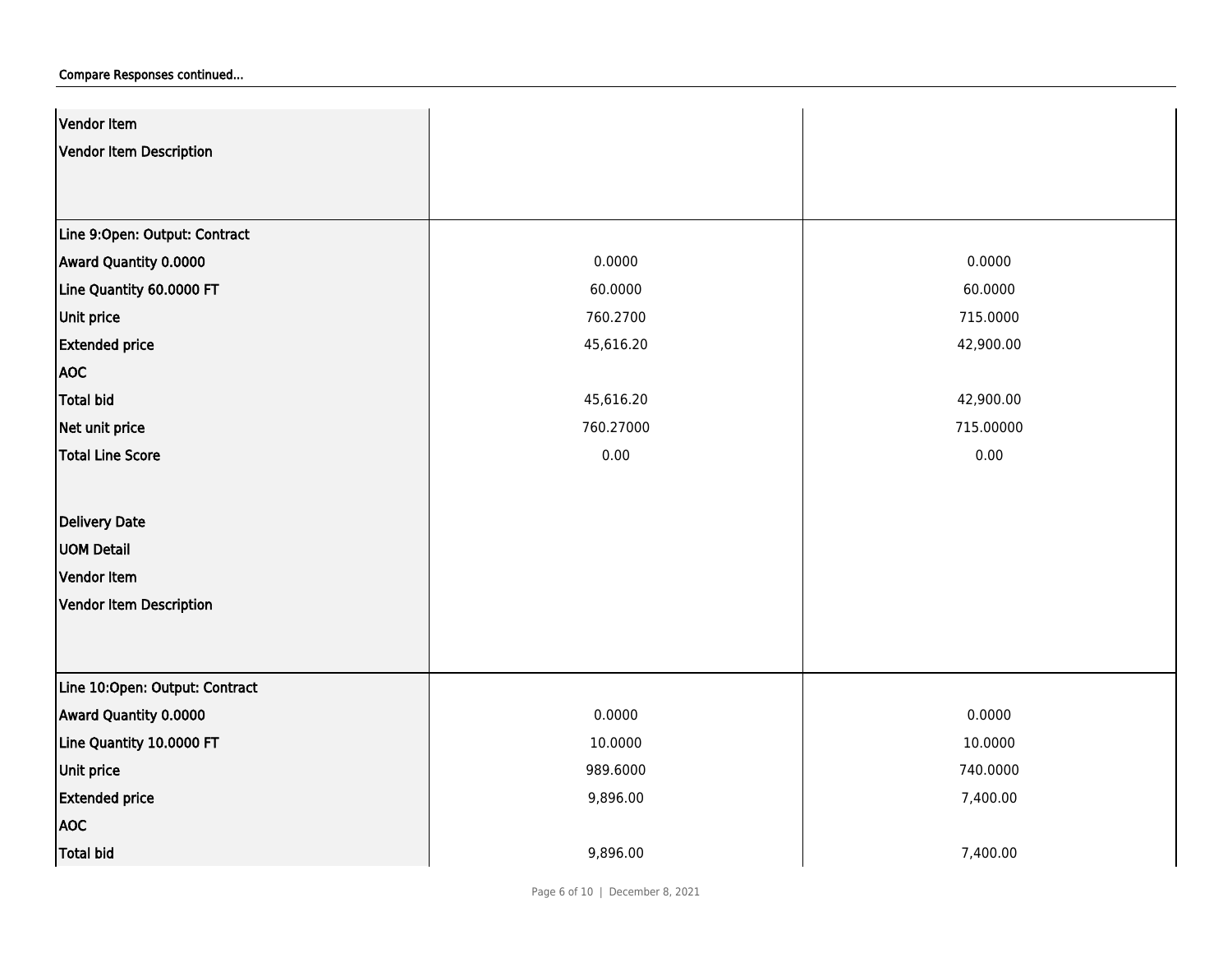Compare Responses continued...

| | | |
|---|---|---|
| Vendor Item | | |
| Vendor Item Description | | |
| **Line 9:Open: Output: Contract** | | |
| Award Quantity 0.0000 | 0.0000 | 0.0000 |
| Line Quantity 60.0000 FT | 60.0000 | 60.0000 |
| Unit price | 760.2700 | 715.0000 |
| Extended price | 45,616.20 | 42,900.00 |
| AOC | | |
| Total bid | 45,616.20 | 42,900.00 |
| Net unit price | 760.27000 | 715.00000 |
| Total Line Score | 0.00 | 0.00 |
| Delivery Date | | |
| UOM Detail | | |
| Vendor Item | | |
| Vendor Item Description | | |
| **Line 10:Open: Output: Contract** | | |
| Award Quantity 0.0000 | 0.0000 | 0.0000 |
| Line Quantity 10.0000 FT | 10.0000 | 10.0000 |
| Unit price | 989.6000 | 740.0000 |
| Extended price | 9,896.00 | 7,400.00 |
| AOC | | |
| Total bid | 9,896.00 | 7,400.00 |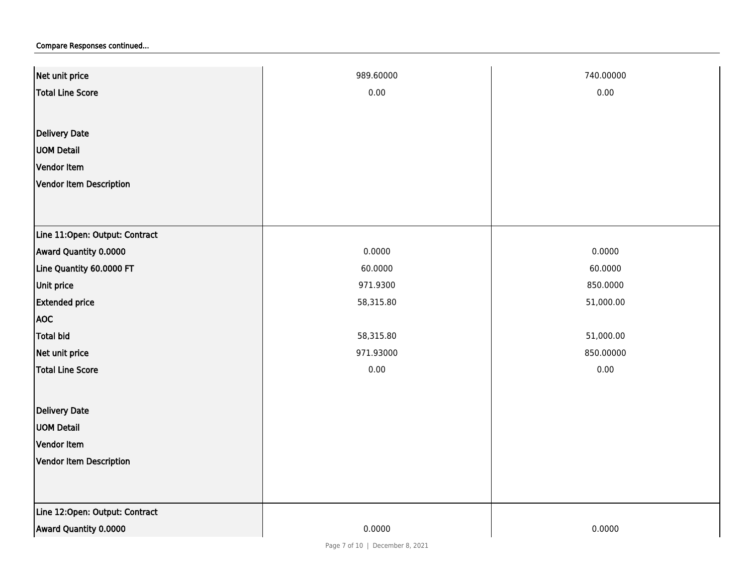**Compare Responses continued...**

| | | |
|---|---|---|
| Net unit price | 989.60000 | 740.00000 |
| Total Line Score | 0.00 | 0.00 |
| Delivery Date | | |
| UOM Detail | | |
| Vendor Item | | |
| Vendor Item Description | | |
| Line 11:Open: Output: Contract | | |
| Award Quantity 0.0000 | 0.0000 | 0.0000 |
| Line Quantity 60.0000 FT | 60.0000 | 60.0000 |
| Unit price | 971.9300 | 850.0000 |
| Extended price | 58,315.80 | 51,000.00 |
| AOC | | |
| Total bid | 58,315.80 | 51,000.00 |
| Net unit price | 971.93000 | 850.00000 |
| Total Line Score | 0.00 | 0.00 |
| Delivery Date | | |
| UOM Detail | | |
| Vendor Item | | |
| Vendor Item Description | | |
| Line 12:Open: Output: Contract | | |
| Award Quantity 0.0000 | 0.0000 | 0.0000 |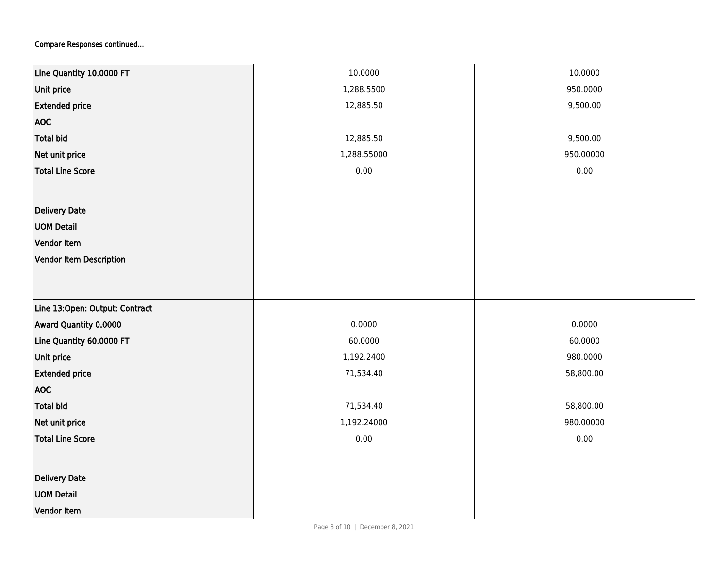Compare Responses continued...

| | | |
|---|---|---|
| **Line Quantity 10.0000 FT** | 10.0000 | 10.0000 |
| **Unit price** | 1,288.5500 | 950.0000 |
| **Extended price** | 12,885.50 | 9,500.00 |
| **AOC** | | |
| **Total bid** | 12,885.50 | 9,500.00 |
| **Net unit price** | 1,288.55000 | 950.00000 |
| **Total Line Score** | 0.00 | 0.00 |
| **Delivery Date** | | |
| **UOM Detail** | | |
| **Vendor Item** | | |
| **Vendor Item Description** | | |
| **Line 13:Open: Output: Contract** | | |
| **Award Quantity 0.0000** | 0.0000 | 0.0000 |
| **Line Quantity 60.0000 FT** | 60.0000 | 60.0000 |
| **Unit price** | 1,192.2400 | 980.0000 |
| **Extended price** | 71,534.40 | 58,800.00 |
| **AOC** | | |
| **Total bid** | 71,534.40 | 58,800.00 |
| **Net unit price** | 1,192.24000 | 980.00000 |
| **Total Line Score** | 0.00 | 0.00 |
| **Delivery Date** | | |
| **UOM Detail** | | |
| **Vendor Item** | | |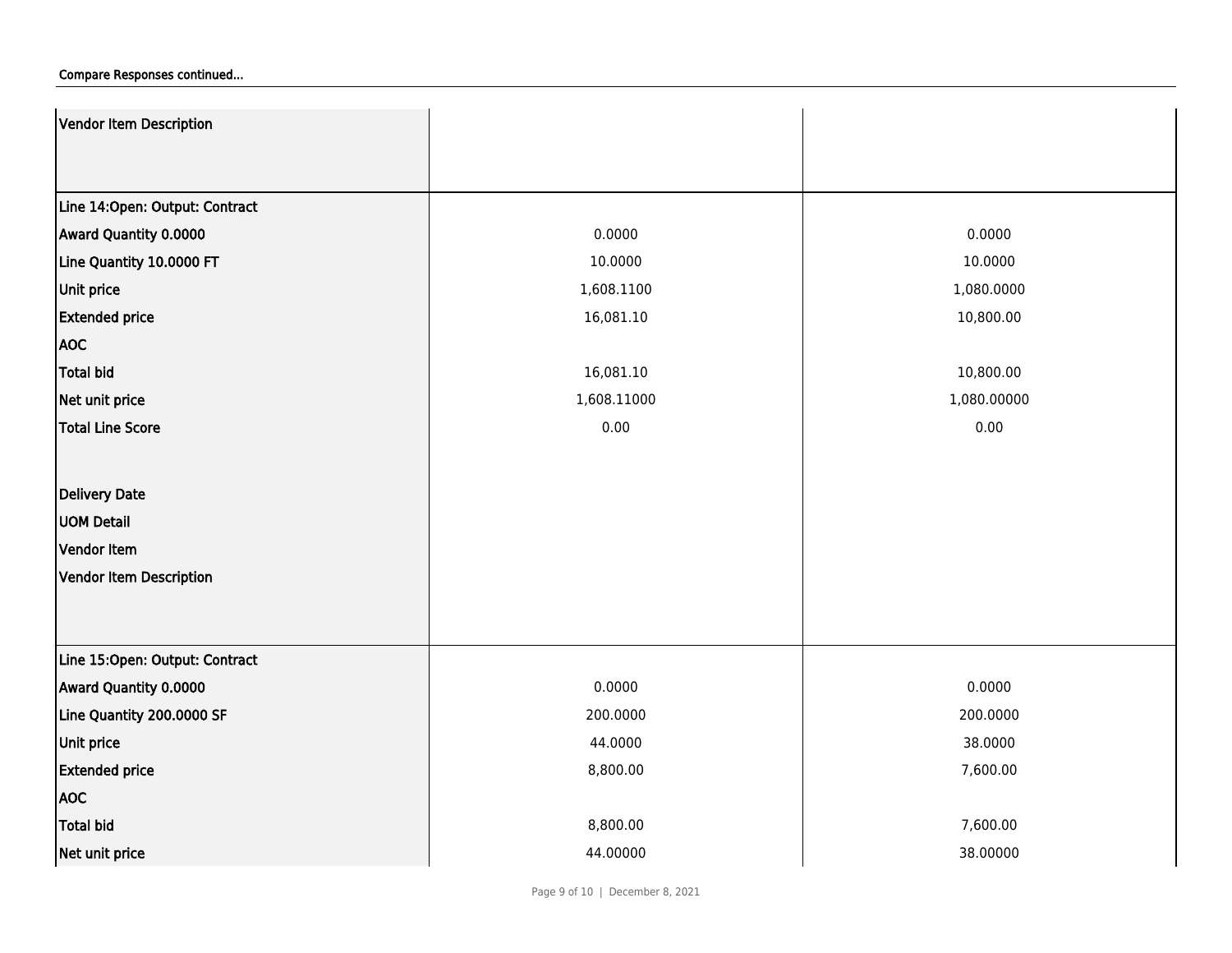Compare Responses continued...

| | | |
|---|---|---|
| Vendor Item Description | | |
| **Line 14:Open: Output: Contract** | | |
| Award Quantity 0.0000 | 0.0000 | 0.0000 |
| Line Quantity 10.0000 FT | 10.0000 | 10.0000 |
| Unit price | 1,608.1100 | 1,080.0000 |
| Extended price | 16,081.10 | 10,800.00 |
| AOC | | |
| Total bid | 16,081.10 | 10,800.00 |
| Net unit price | 1,608.11000 | 1,080.00000 |
| Total Line Score | 0.00 | 0.00 |
| Delivery Date | | |
| UOM Detail | | |
| Vendor Item | | |
| Vendor Item Description | | |
| **Line 15:Open: Output: Contract** | | |
| Award Quantity 0.0000 | 0.0000 | 0.0000 |
| Line Quantity 200.0000 SF | 200.0000 | 200.0000 |
| Unit price | 44.0000 | 38.0000 |
| Extended price | 8,800.00 | 7,600.00 |
| AOC | | |
| Total bid | 8,800.00 | 7,600.00 |
| Net unit price | 44.00000 | 38.00000 |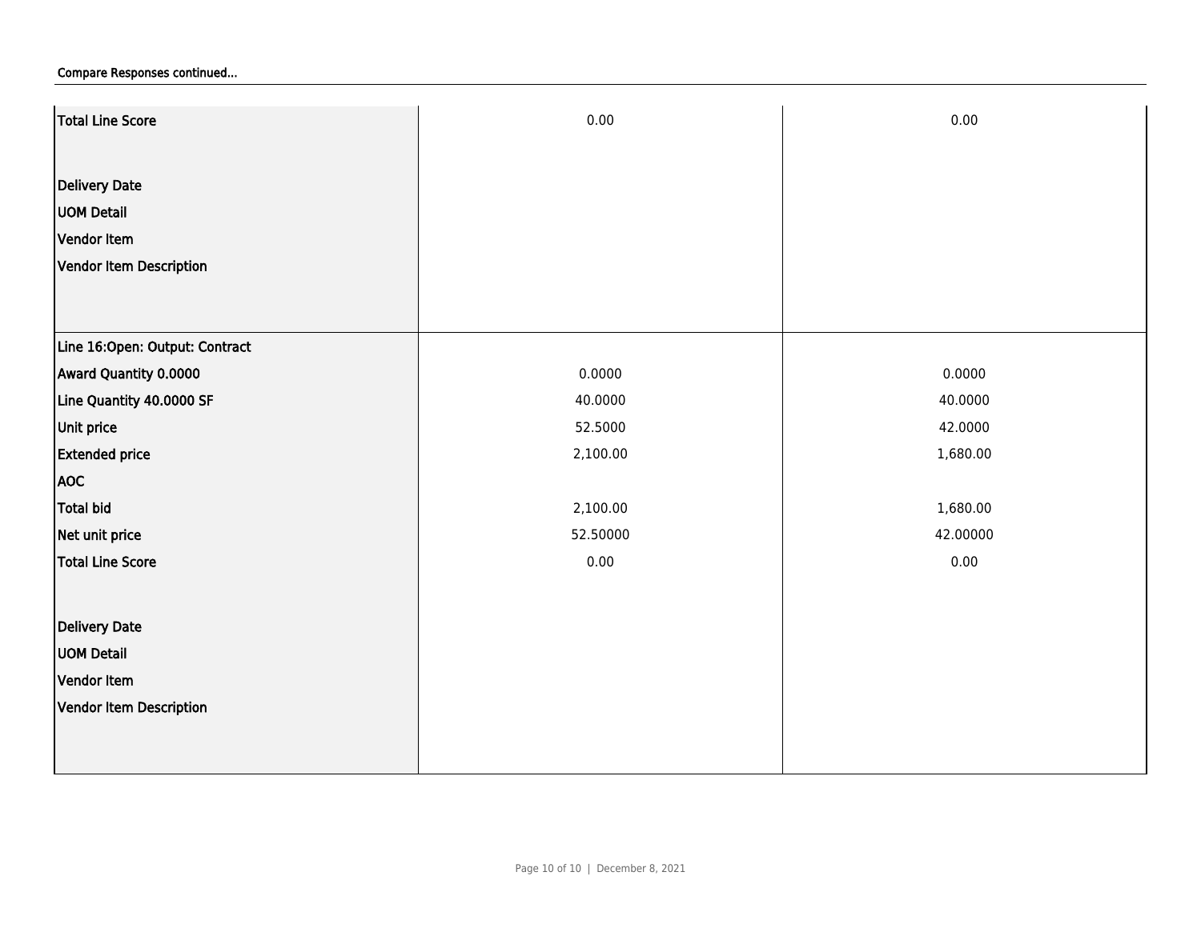Compare Responses continued...

| | | |
|---|---|---|
| Total Line Score | 0.00 | 0.00 |
| Delivery Date | | |
| UOM Detail | | |
| Vendor Item | | |
| Vendor Item Description | | |
| Line 16:Open: Output: Contract | | |
| Award Quantity 0.0000 | 0.0000 | 0.0000 |
| Line Quantity 40.0000 SF | 40.0000 | 40.0000 |
| Unit price | 52.5000 | 42.0000 |
| Extended price | 2,100.00 | 1,680.00 |
| AOC | | |
| Total bid | 2,100.00 | 1,680.00 |
| Net unit price | 52.50000 | 42.00000 |
| Total Line Score | 0.00 | 0.00 |
| Delivery Date | | |
| UOM Detail | | |
| Vendor Item | | |
| Vendor Item Description | | |